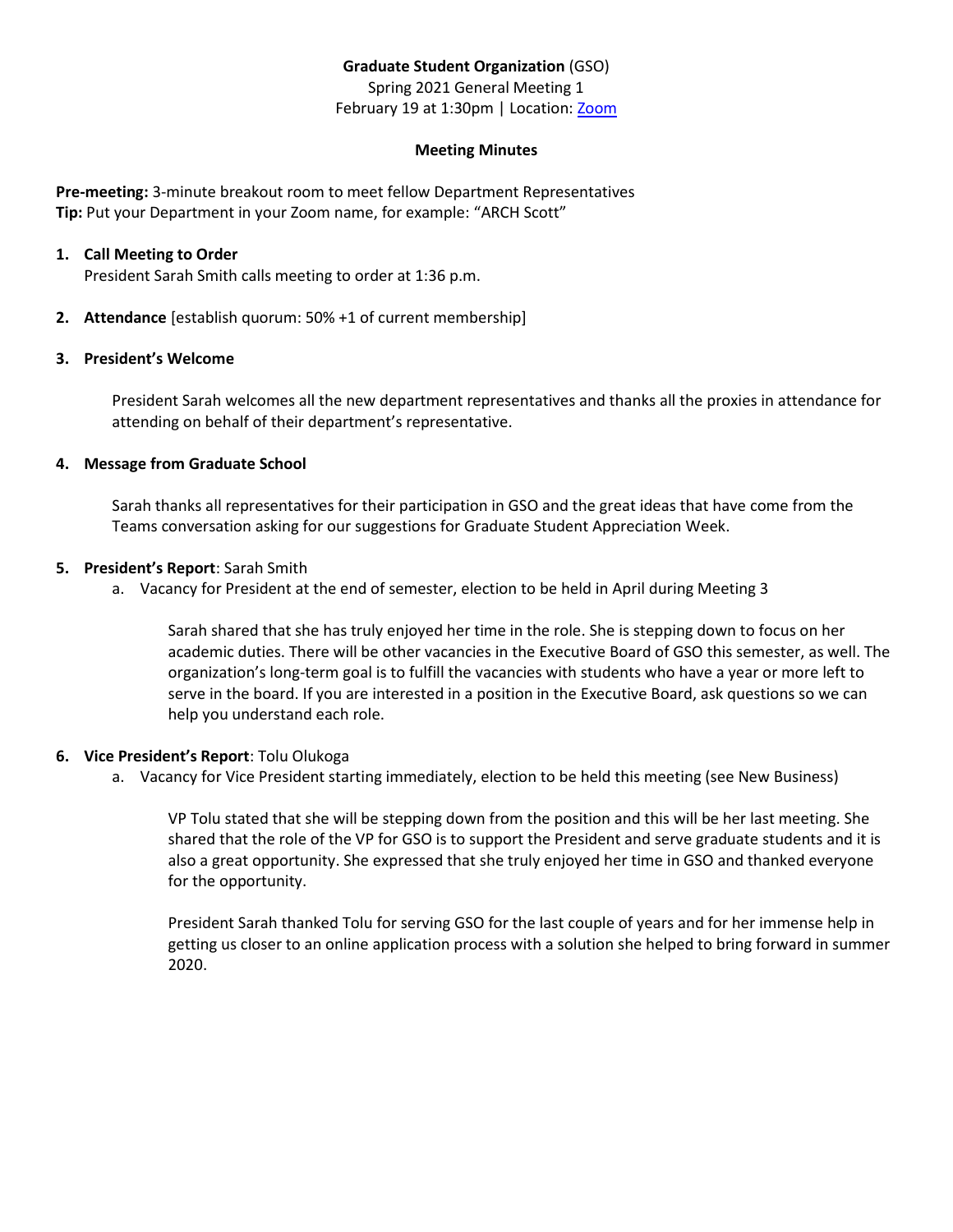**Graduate Student Organization** (GSO)
Spring 2021 General Meeting 1
February 19 at 1:30pm | Location: Zoom

**Meeting Minutes**

**Pre-meeting:** 3-minute breakout room to meet fellow Department Representatives
**Tip:** Put your Department in your Zoom name, for example: "ARCH Scott"

1. **Call Meeting to Order**
   President Sarah Smith calls meeting to order at 1:36 p.m.

2. **Attendance** [establish quorum: 50% +1 of current membership]

3. **President's Welcome**

   President Sarah welcomes all the new department representatives and thanks all the proxies in attendance for attending on behalf of their department's representative.

4. **Message from Graduate School**

   Sarah thanks all representatives for their participation in GSO and the great ideas that have come from the Teams conversation asking for our suggestions for Graduate Student Appreciation Week.

5. **President's Report**: Sarah Smith
   a. Vacancy for President at the end of semester, election to be held in April during Meeting 3

      Sarah shared that she has truly enjoyed her time in the role. She is stepping down to focus on her academic duties. There will be other vacancies in the Executive Board of GSO this semester, as well. The organization's long-term goal is to fulfill the vacancies with students who have a year or more left to serve in the board. If you are interested in a position in the Executive Board, ask questions so we can help you understand each role.

6. **Vice President's Report**: Tolu Olukoga
   a. Vacancy for Vice President starting immediately, election to be held this meeting (see New Business)

      VP Tolu stated that she will be stepping down from the position and this will be her last meeting. She shared that the role of the VP for GSO is to support the President and serve graduate students and it is also a great opportunity. She expressed that she truly enjoyed her time in GSO and thanked everyone for the opportunity.

      President Sarah thanked Tolu for serving GSO for the last couple of years and for her immense help in getting us closer to an online application process with a solution she helped to bring forward in summer 2020.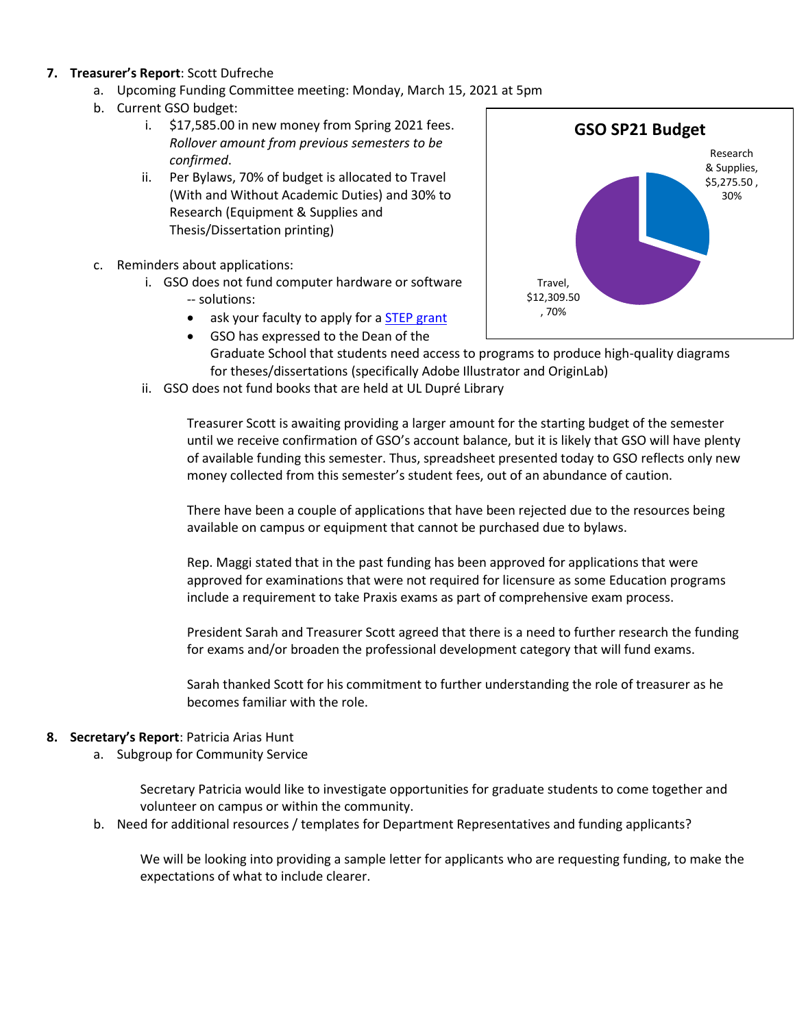7. **Treasurer's Report**: Scott Dufreche
   a. Upcoming Funding Committee meeting: Monday, March 15, 2021 at 5pm
   b. Current GSO budget:
      i. $17,585.00 in new money from Spring 2021 fees. *Rollover amount from previous semesters to be confirmed*.
      ii. Per Bylaws, 70% of budget is allocated to Travel (With and Without Academic Duties) and 30% to Research (Equipment & Supplies and Thesis/Dissertation printing)

**GSO SP21 Budget**

Research & Supplies, $5,275.50 , 30%

Travel, $12,309.50 , 70%

   c. Reminders about applications:
      i. GSO does not fund computer hardware or software -- solutions:
         - ask your faculty to apply for a STEP grant
         - GSO has expressed to the Dean of the Graduate School that students need access to programs to produce high-quality diagrams for theses/dissertations (specifically Adobe Illustrator and OriginLab)
      ii. GSO does not fund books that are held at UL Dupré Library

Treasurer Scott is awaiting providing a larger amount for the starting budget of the semester until we receive confirmation of GSO's account balance, but it is likely that GSO will have plenty of available funding this semester. Thus, spreadsheet presented today to GSO reflects only new money collected from this semester's student fees, out of an abundance of caution.

There have been a couple of applications that have been rejected due to the resources being available on campus or equipment that cannot be purchased due to bylaws.

Rep. Maggi stated that in the past funding has been approved for applications that were approved for examinations that were not required for licensure as some Education programs include a requirement to take Praxis exams as part of comprehensive exam process.

President Sarah and Treasurer Scott agreed that there is a need to further research the funding for exams and/or broaden the professional development category that will fund exams.

Sarah thanked Scott for his commitment to further understanding the role of treasurer as he becomes familiar with the role.

8. **Secretary's Report**: Patricia Arias Hunt
   a. Subgroup for Community Service

      Secretary Patricia would like to investigate opportunities for graduate students to come together and volunteer on campus or within the community.

   b. Need for additional resources / templates for Department Representatives and funding applicants?

      We will be looking into providing a sample letter for applicants who are requesting funding, to make the expectations of what to include clearer.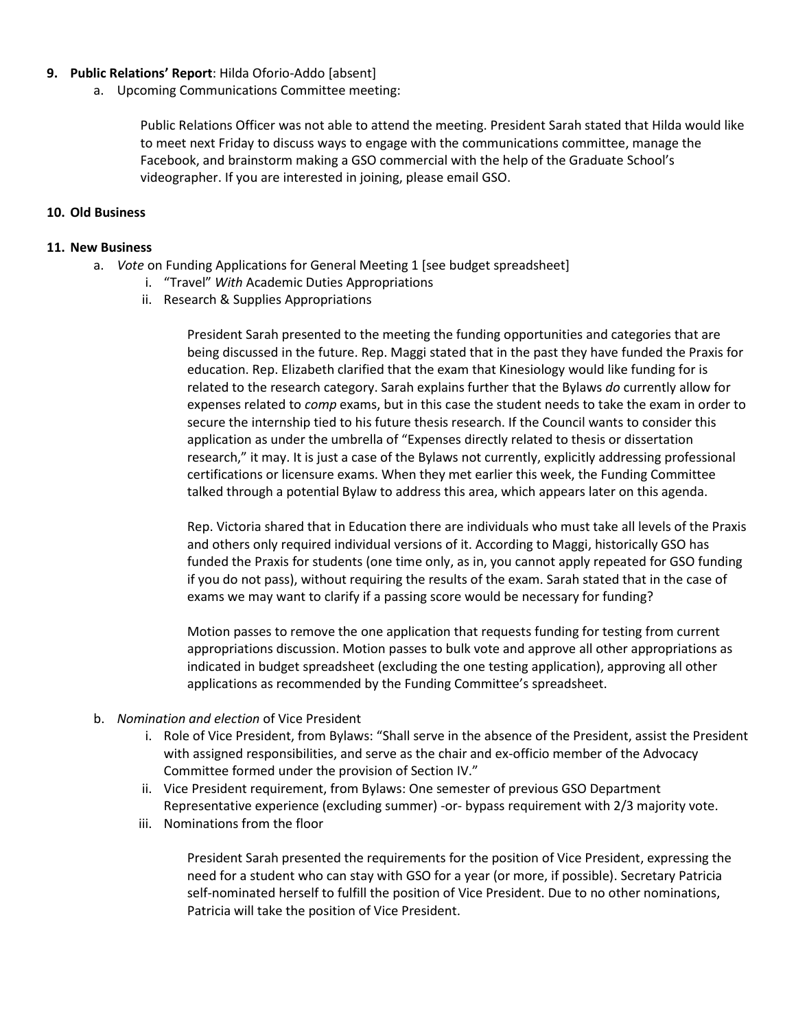9. **Public Relations' Report**: Hilda Oforio-Addo [absent]
    a. Upcoming Communications Committee meeting:

        Public Relations Officer was not able to attend the meeting. President Sarah stated that Hilda would like to meet next Friday to discuss ways to engage with the communications committee, manage the Facebook, and brainstorm making a GSO commercial with the help of the Graduate School's videographer. If you are interested in joining, please email GSO.

10. **Old Business**

11. **New Business**
    a. *Vote* on Funding Applications for General Meeting 1 [see budget spreadsheet]
        i. "Travel" *With* Academic Duties Appropriations
        ii. Research & Supplies Appropriations

            President Sarah presented to the meeting the funding opportunities and categories that are being discussed in the future. Rep. Maggi stated that in the past they have funded the Praxis for education. Rep. Elizabeth clarified that the exam that Kinesiology would like funding for is related to the research category. Sarah explains further that the Bylaws *do* currently allow for expenses related to *comp* exams, but in this case the student needs to take the exam in order to secure the internship tied to his future thesis research. If the Council wants to consider this application as under the umbrella of "Expenses directly related to thesis or dissertation research," it may. It is just a case of the Bylaws not currently, explicitly addressing professional certifications or licensure exams. When they met earlier this week, the Funding Committee talked through a potential Bylaw to address this area, which appears later on this agenda.

            Rep. Victoria shared that in Education there are individuals who must take all levels of the Praxis and others only required individual versions of it. According to Maggi, historically GSO has funded the Praxis for students (one time only, as in, you cannot apply repeated for GSO funding if you do not pass), without requiring the results of the exam. Sarah stated that in the case of exams we may want to clarify if a passing score would be necessary for funding?

            Motion passes to remove the one application that requests funding for testing from current appropriations discussion. Motion passes to bulk vote and approve all other appropriations as indicated in budget spreadsheet (excluding the one testing application), approving all other applications as recommended by the Funding Committee's spreadsheet.

    b. *Nomination and election* of Vice President
        i. Role of Vice President, from Bylaws: "Shall serve in the absence of the President, assist the President with assigned responsibilities, and serve as the chair and ex-officio member of the Advocacy Committee formed under the provision of Section IV."
        ii. Vice President requirement, from Bylaws: One semester of previous GSO Department Representative experience (excluding summer) -or- bypass requirement with 2/3 majority vote.
        iii. Nominations from the floor

            President Sarah presented the requirements for the position of Vice President, expressing the need for a student who can stay with GSO for a year (or more, if possible). Secretary Patricia self-nominated herself to fulfill the position of Vice President. Due to no other nominations, Patricia will take the position of Vice President.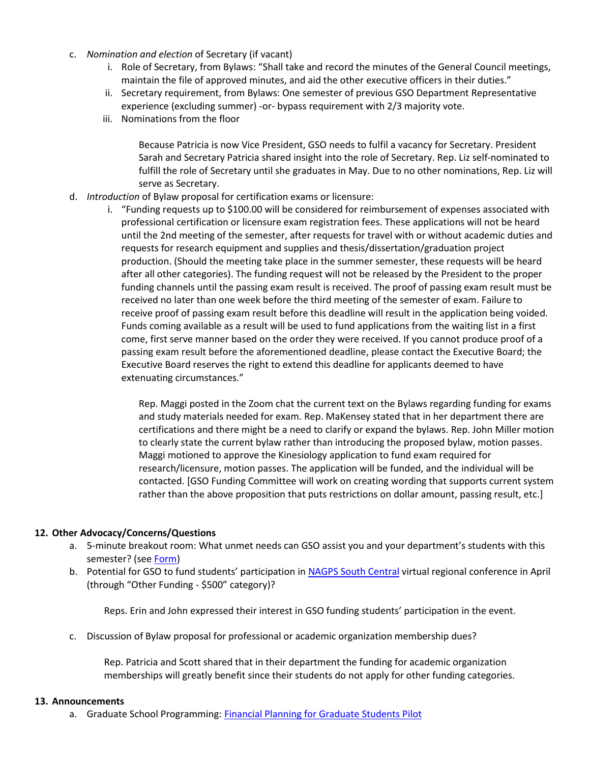c. *Nomination and election* of Secretary (if vacant)
   i. Role of Secretary, from Bylaws: "Shall take and record the minutes of the General Council meetings, maintain the file of approved minutes, and aid the other executive officers in their duties."
   ii. Secretary requirement, from Bylaws: One semester of previous GSO Department Representative experience (excluding summer) -or- bypass requirement with 2/3 majority vote.
   iii. Nominations from the floor

      Because Patricia is now Vice President, GSO needs to fulfil a vacancy for Secretary. President Sarah and Secretary Patricia shared insight into the role of Secretary. Rep. Liz self-nominated to fulfill the role of Secretary until she graduates in May. Due to no other nominations, Rep. Liz will serve as Secretary.

d. *Introduction* of Bylaw proposal for certification exams or licensure:
   i. "Funding requests up to $100.00 will be considered for reimbursement of expenses associated with professional certification or licensure exam registration fees. These applications will not be heard until the 2nd meeting of the semester, after requests for travel with or without academic duties and requests for research equipment and supplies and thesis/dissertation/graduation project production. (Should the meeting take place in the summer semester, these requests will be heard after all other categories). The funding request will not be released by the President to the proper funding channels until the passing exam result is received. The proof of passing exam result must be received no later than one week before the third meeting of the semester of exam. Failure to receive proof of passing exam result before this deadline will result in the application being voided. Funds coming available as a result will be used to fund applications from the waiting list in a first come, first serve manner based on the order they were received. If you cannot produce proof of a passing exam result before the aforementioned deadline, please contact the Executive Board; the Executive Board reserves the right to extend this deadline for applicants deemed to have extenuating circumstances."

      Rep. Maggi posted in the Zoom chat the current text on the Bylaws regarding funding for exams and study materials needed for exam. Rep. MaKensey stated that in her department there are certifications and there might be a need to clarify or expand the bylaws. Rep. John Miller motion to clearly state the current bylaw rather than introducing the proposed bylaw, motion passes. Maggi motioned to approve the Kinesiology application to fund exam required for research/licensure, motion passes. The application will be funded, and the individual will be contacted. [GSO Funding Committee will work on creating wording that supports current system rather than the above proposition that puts restrictions on dollar amount, passing result, etc.]

## 12. Other Advocacy/Concerns/Questions

a. 5-minute breakout room: What unmet needs can GSO assist you and your department's students with this semester? (see Form)
b. Potential for GSO to fund students' participation in NAGPS South Central virtual regional conference in April (through "Other Funding - $500" category)?

   Reps. Erin and John expressed their interest in GSO funding students' participation in the event.

c. Discussion of Bylaw proposal for professional or academic organization membership dues?

   Rep. Patricia and Scott shared that in their department the funding for academic organization memberships will greatly benefit since their students do not apply for other funding categories.

## 13. Announcements

a. Graduate School Programming: Financial Planning for Graduate Students Pilot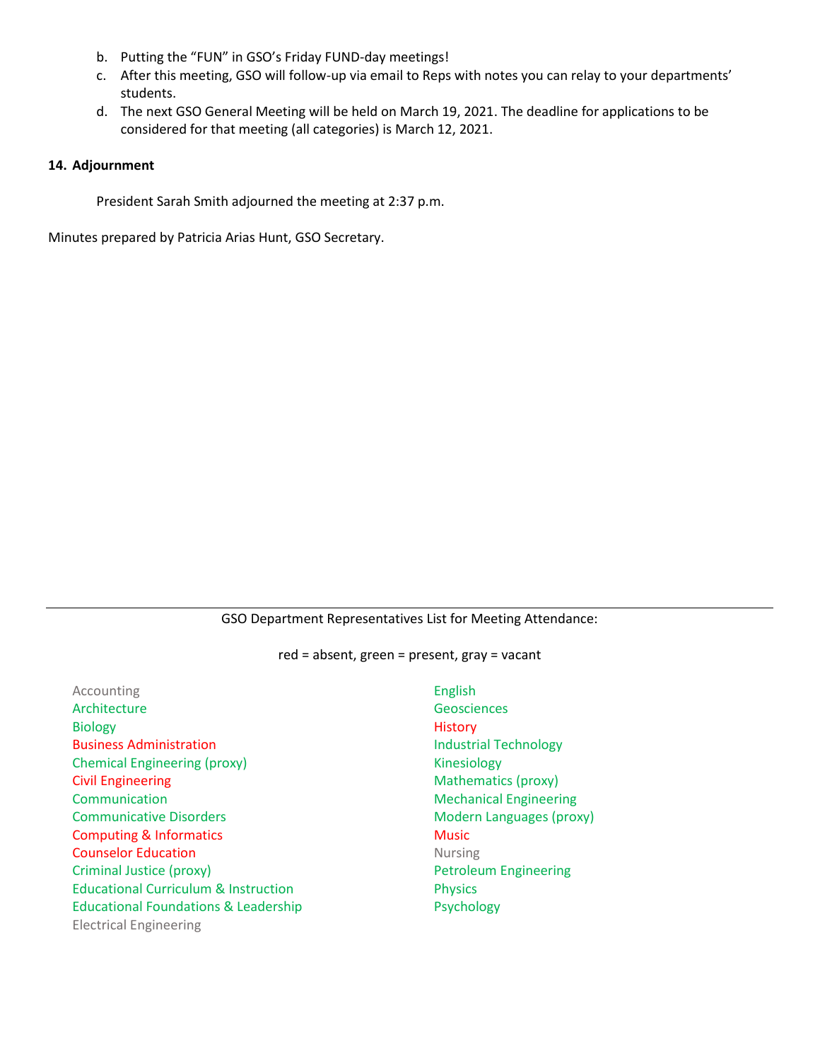b. Putting the "FUN" in GSO's Friday FUND-day meetings!
c. After this meeting, GSO will follow-up via email to Reps with notes you can relay to your departments' students.
d. The next GSO General Meeting will be held on March 19, 2021. The deadline for applications to be considered for that meeting (all categories) is March 12, 2021.

**14. Adjournment**

President Sarah Smith adjourned the meeting at 2:37 p.m.

Minutes prepared by Patricia Arias Hunt, GSO Secretary.

---

GSO Department Representatives List for Meeting Attendance:

red = absent, green = present, gray = vacant

Accounting
Architecture
Biology
Business Administration
Chemical Engineering (proxy)
Civil Engineering
Communication
Communicative Disorders
Computing & Informatics
Counselor Education
Criminal Justice (proxy)
Educational Curriculum & Instruction
Educational Foundations & Leadership
Electrical Engineering
English
Geosciences
History
Industrial Technology
Kinesiology
Mathematics (proxy)
Mechanical Engineering
Modern Languages (proxy)
Music
Nursing
Petroleum Engineering
Physics
Psychology